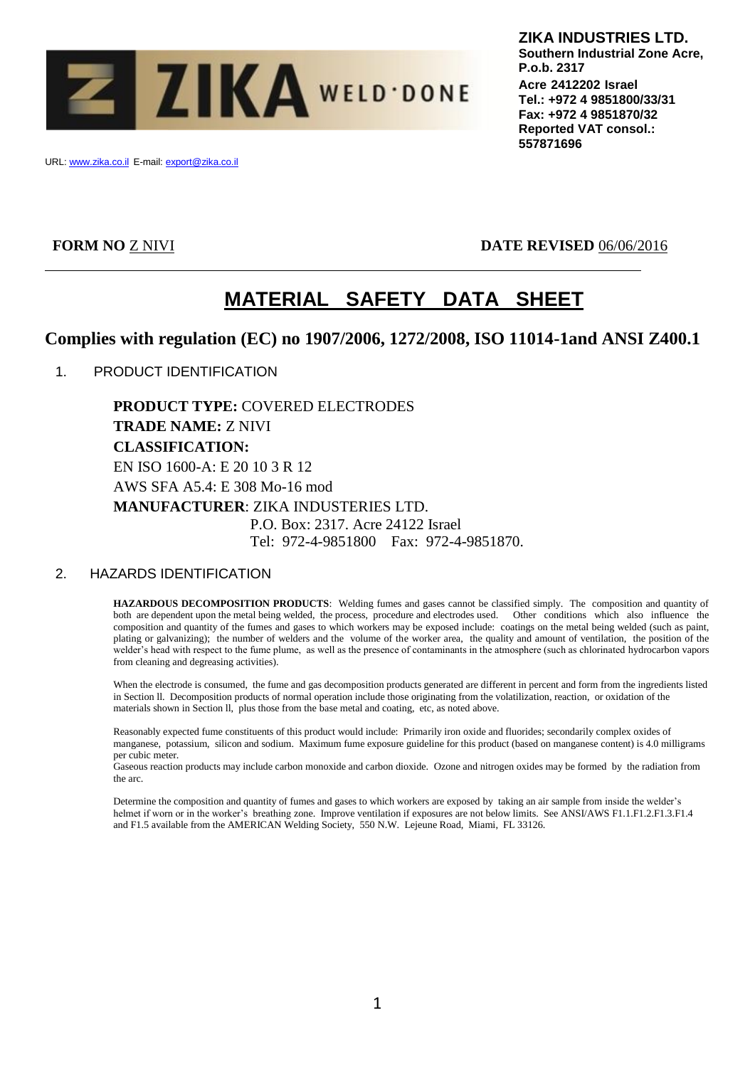**ZIKA INDUSTRIES LTD.**
**Southern Industrial Zone Acre, P.o.b. 2317**
**Acre 2412202 Israel**
**Tel.: +972 4 9851800/33/31**
**Fax: +972 4 9851870/32**
**Reported VAT consol.: 557871696**

URL: www.zika.co.il E-mail: export@zika.co.il

**FORM NO** Z NIVI **DATE REVISED** 06/06/2016

# MATERIAL SAFETY DATA SHEET

## Complies with regulation (EC) no 1907/2006, 1272/2008, ISO 11014-1and ANSI Z400.1

1. PRODUCT IDENTIFICATION

**PRODUCT TYPE:** COVERED ELECTRODES
**TRADE NAME:** Z NIVI
**CLASSIFICATION:**
EN ISO 1600-A: E 20 10 3 R 12
AWS SFA A5.4: E 308 Mo-16 mod
**MANUFACTURER**: ZIKA INDUSTERIES LTD.
P.O. Box: 2317. Acre 24122 Israel
Tel: 972-4-9851800 Fax: 972-4-9851870.

2. HAZARDS IDENTIFICATION

**HAZARDOUS DECOMPOSITION PRODUCTS**: Welding fumes and gases cannot be classified simply. The composition and quantity of both are dependent upon the metal being welded, the process, procedure and electrodes used. Other conditions which also influence the composition and quantity of the fumes and gases to which workers may be exposed include: coatings on the metal being welded (such as paint, plating or galvanizing); the number of welders and the volume of the worker area, the quality and amount of ventilation, the position of the welder's head with respect to the fume plume, as well as the presence of contaminants in the atmosphere (such as chlorinated hydrocarbon vapors from cleaning and degreasing activities).

When the electrode is consumed, the fume and gas decomposition products generated are different in percent and form from the ingredients listed in Section ll. Decomposition products of normal operation include those originating from the volatilization, reaction, or oxidation of the materials shown in Section ll, plus those from the base metal and coating, etc, as noted above.

Reasonably expected fume constituents of this product would include: Primarily iron oxide and fluorides; secondarily complex oxides of manganese, potassium, silicon and sodium. Maximum fume exposure guideline for this product (based on manganese content) is 4.0 milligrams per cubic meter.
Gaseous reaction products may include carbon monoxide and carbon dioxide. Ozone and nitrogen oxides may be formed by the radiation from the arc.

Determine the composition and quantity of fumes and gases to which workers are exposed by taking an air sample from inside the welder's helmet if worn or in the worker's breathing zone. Improve ventilation if exposures are not below limits. See ANSI/AWS F1.1.F1.2.F1.3.F1.4 and F1.5 available from the AMERICAN Welding Society, 550 N.W. Lejeune Road, Miami, FL 33126.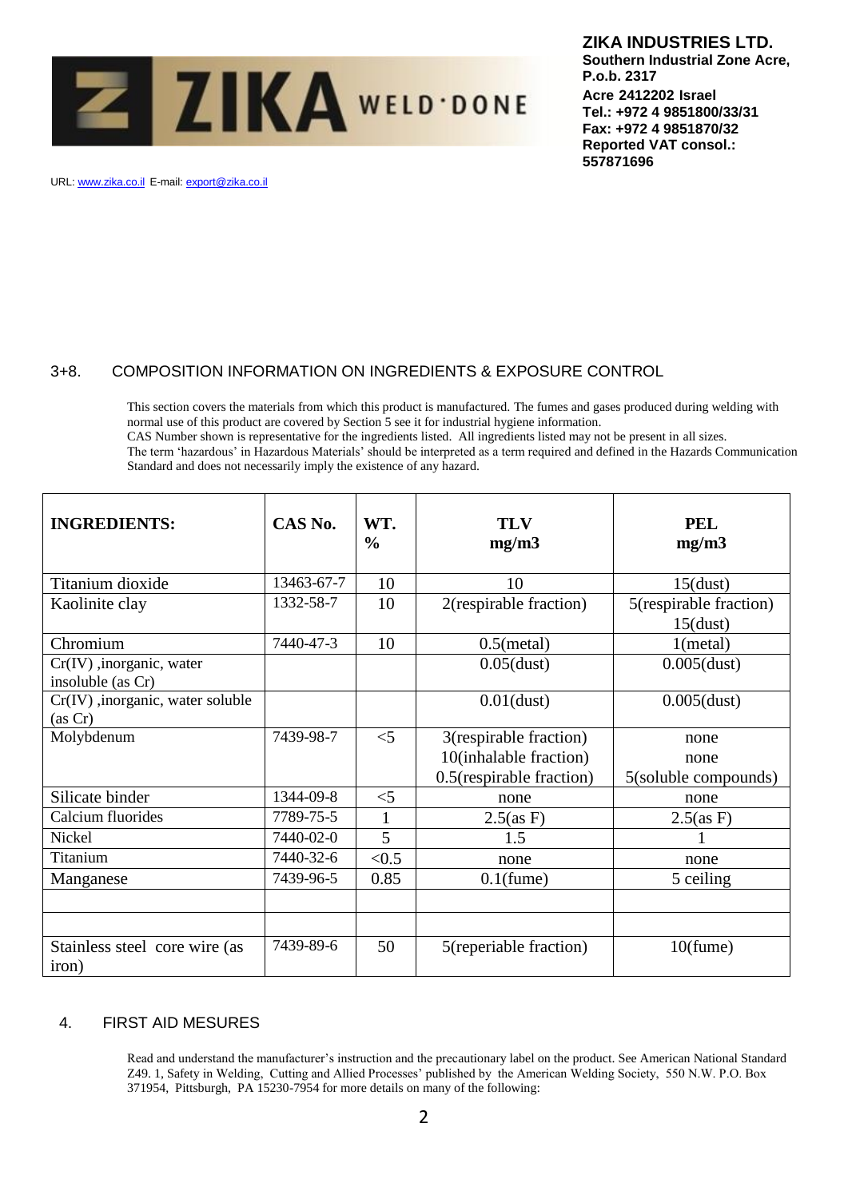**ZIKA INDUSTRIES LTD.**
**Southern Industrial Zone Acre, P.o.b. 2317**
**Acre 2412202 Israel**
**Tel.: +972 4 9851800/33/31**
**Fax: +972 4 9851870/32**
**Reported VAT consol.: 557871696**

URL: www.zika.co.il E-mail: export@zika.co.il

## 3+8. COMPOSITION INFORMATION ON INGREDIENTS & EXPOSURE CONTROL

This section covers the materials from which this product is manufactured. The fumes and gases produced during welding with normal use of this product are covered by Section 5 see it for industrial hygiene information.
CAS Number shown is representative for the ingredients listed. All ingredients listed may not be present in all sizes.
The term 'hazardous' in Hazardous Materials' should be interpreted as a term required and defined in the Hazards Communication Standard and does not necessarily imply the existence of any hazard.

| INGREDIENTS: | CAS No. | WT. % | TLV mg/m3 | PEL mg/m3 |
|---|---|---|---|---|
| Titanium dioxide | 13463-67-7 | 10 | 10 | 15(dust) |
| Kaolinite clay | 1332-58-7 | 10 | 2(respirable fraction) | 5(respirable fraction) 15(dust) |
| Chromium | 7440-47-3 | 10 | 0.5(metal) | 1(metal) |
| Cr(IV) ,inorganic, water insoluble (as Cr) | | | 0.05(dust) | 0.005(dust) |
| Cr(IV) ,inorganic, water soluble (as Cr) | | | 0.01(dust) | 0.005(dust) |
| Molybdenum | 7439-98-7 | <5 | 3(respirable fraction) 10(inhalable fraction) 0.5(respirable fraction) | none none 5(soluble compounds) |
| Silicate binder | 1344-09-8 | <5 | none | none |
| Calcium fluorides | 7789-75-5 | 1 | 2.5(as F) | 2.5(as F) |
| Nickel | 7440-02-0 | 5 | 1.5 | 1 |
| Titanium | 7440-32-6 | <0.5 | none | none |
| Manganese | 7439-96-5 | 0.85 | 0.1(fume) | 5 ceiling |
| | | | | |
| | | | | |
| Stainless steel core wire (as iron) | 7439-89-6 | 50 | 5(reperiable fraction) | 10(fume) |

## 4. FIRST AID MESURES

Read and understand the manufacturer's instruction and the precautionary label on the product. See American National Standard Z49. 1, Safety in Welding, Cutting and Allied Processes' published by the American Welding Society, 550 N.W. P.O. Box 371954, Pittsburgh, PA 15230-7954 for more details on many of the following: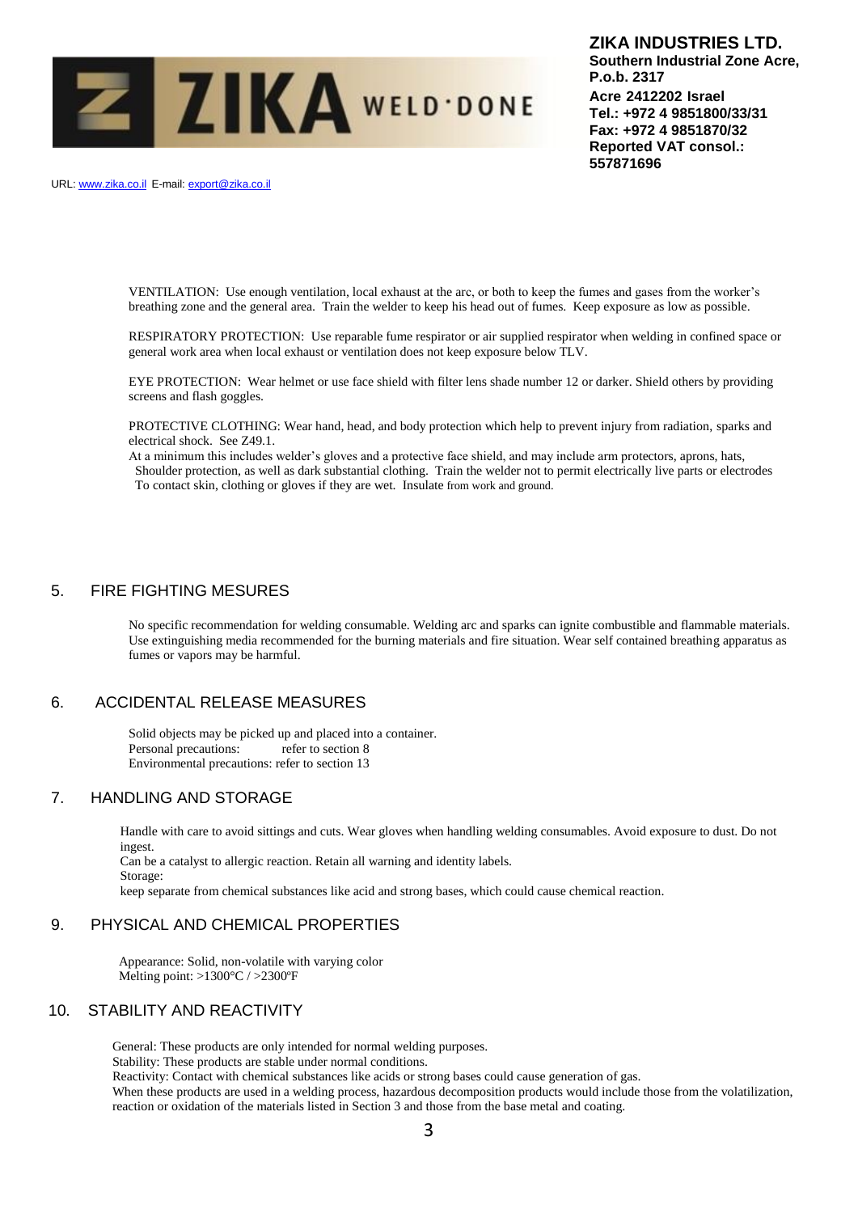VENTILATION: Use enough ventilation, local exhaust at the arc, or both to keep the fumes and gases from the worker's breathing zone and the general area. Train the welder to keep his head out of fumes. Keep exposure as low as possible.

RESPIRATORY PROTECTION: Use reparable fume respirator or air supplied respirator when welding in confined space or general work area when local exhaust or ventilation does not keep exposure below TLV.

EYE PROTECTION: Wear helmet or use face shield with filter lens shade number 12 or darker. Shield others by providing screens and flash goggles.

PROTECTIVE CLOTHING: Wear hand, head, and body protection which help to prevent injury from radiation, sparks and electrical shock. See Z49.1.
At a minimum this includes welder's gloves and a protective face shield, and may include arm protectors, aprons, hats, Shoulder protection, as well as dark substantial clothing. Train the welder not to permit electrically live parts or electrodes To contact skin, clothing or gloves if they are wet. Insulate from work and ground.

## 5. FIRE FIGHTING MESURES

No specific recommendation for welding consumable. Welding arc and sparks can ignite combustible and flammable materials. Use extinguishing media recommended for the burning materials and fire situation. Wear self contained breathing apparatus as fumes or vapors may be harmful.

## 6. ACCIDENTAL RELEASE MEASURES

Solid objects may be picked up and placed into a container.
Personal precautions: refer to section 8
Environmental precautions: refer to section 13

## 7. HANDLING AND STORAGE

Handle with care to avoid sittings and cuts. Wear gloves when handling welding consumables. Avoid exposure to dust. Do not ingest.
Can be a catalyst to allergic reaction. Retain all warning and identity labels.
Storage:
keep separate from chemical substances like acid and strong bases, which could cause chemical reaction.

## 9. PHYSICAL AND CHEMICAL PROPERTIES

Appearance: Solid, non-volatile with varying color
Melting point: >1300°C / >2300ºF

## 10. STABILITY AND REACTIVITY

General: These products are only intended for normal welding purposes.
Stability: These products are stable under normal conditions.
Reactivity: Contact with chemical substances like acids or strong bases could cause generation of gas.
When these products are used in a welding process, hazardous decomposition products would include those from the volatilization, reaction or oxidation of the materials listed in Section 3 and those from the base metal and coating.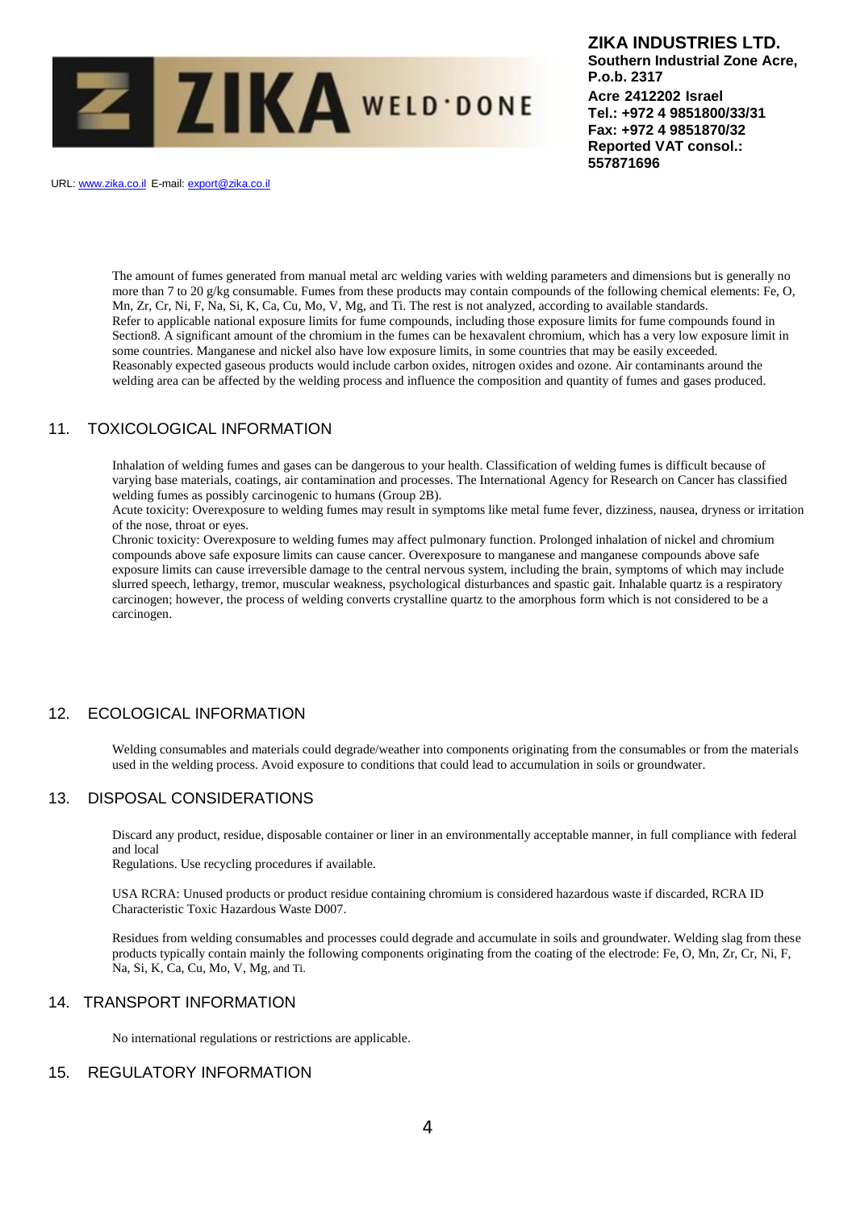The amount of fumes generated from manual metal arc welding varies with welding parameters and dimensions but is generally no more than 7 to 20 g/kg consumable. Fumes from these products may contain compounds of the following chemical elements: Fe, O, Mn, Zr, Cr, Ni, F, Na, Si, K, Ca, Cu, Mo, V, Mg, and Ti. The rest is not analyzed, according to available standards. Refer to applicable national exposure limits for fume compounds, including those exposure limits for fume compounds found in Section8. A significant amount of the chromium in the fumes can be hexavalent chromium, which has a very low exposure limit in some countries. Manganese and nickel also have low exposure limits, in some countries that may be easily exceeded. Reasonably expected gaseous products would include carbon oxides, nitrogen oxides and ozone. Air contaminants around the welding area can be affected by the welding process and influence the composition and quantity of fumes and gases produced.

## 11. TOXICOLOGICAL INFORMATION

Inhalation of welding fumes and gases can be dangerous to your health. Classification of welding fumes is difficult because of varying base materials, coatings, air contamination and processes. The International Agency for Research on Cancer has classified welding fumes as possibly carcinogenic to humans (Group 2B).

Acute toxicity: Overexposure to welding fumes may result in symptoms like metal fume fever, dizziness, nausea, dryness or irritation of the nose, throat or eyes.

Chronic toxicity: Overexposure to welding fumes may affect pulmonary function. Prolonged inhalation of nickel and chromium compounds above safe exposure limits can cause cancer. Overexposure to manganese and manganese compounds above safe exposure limits can cause irreversible damage to the central nervous system, including the brain, symptoms of which may include slurred speech, lethargy, tremor, muscular weakness, psychological disturbances and spastic gait. Inhalable quartz is a respiratory carcinogen; however, the process of welding converts crystalline quartz to the amorphous form which is not considered to be a carcinogen.

## 12. ECOLOGICAL INFORMATION

Welding consumables and materials could degrade/weather into components originating from the consumables or from the materials used in the welding process. Avoid exposure to conditions that could lead to accumulation in soils or groundwater.

## 13. DISPOSAL CONSIDERATIONS

Discard any product, residue, disposable container or liner in an environmentally acceptable manner, in full compliance with federal and local
Regulations. Use recycling procedures if available.

USA RCRA: Unused products or product residue containing chromium is considered hazardous waste if discarded, RCRA ID Characteristic Toxic Hazardous Waste D007.

Residues from welding consumables and processes could degrade and accumulate in soils and groundwater. Welding slag from these products typically contain mainly the following components originating from the coating of the electrode: Fe, O, Mn, Zr, Cr, Ni, F, Na, Si, K, Ca, Cu, Mo, V, Mg, and Ti.

## 14. TRANSPORT INFORMATION

No international regulations or restrictions are applicable.

## 15. REGULATORY INFORMATION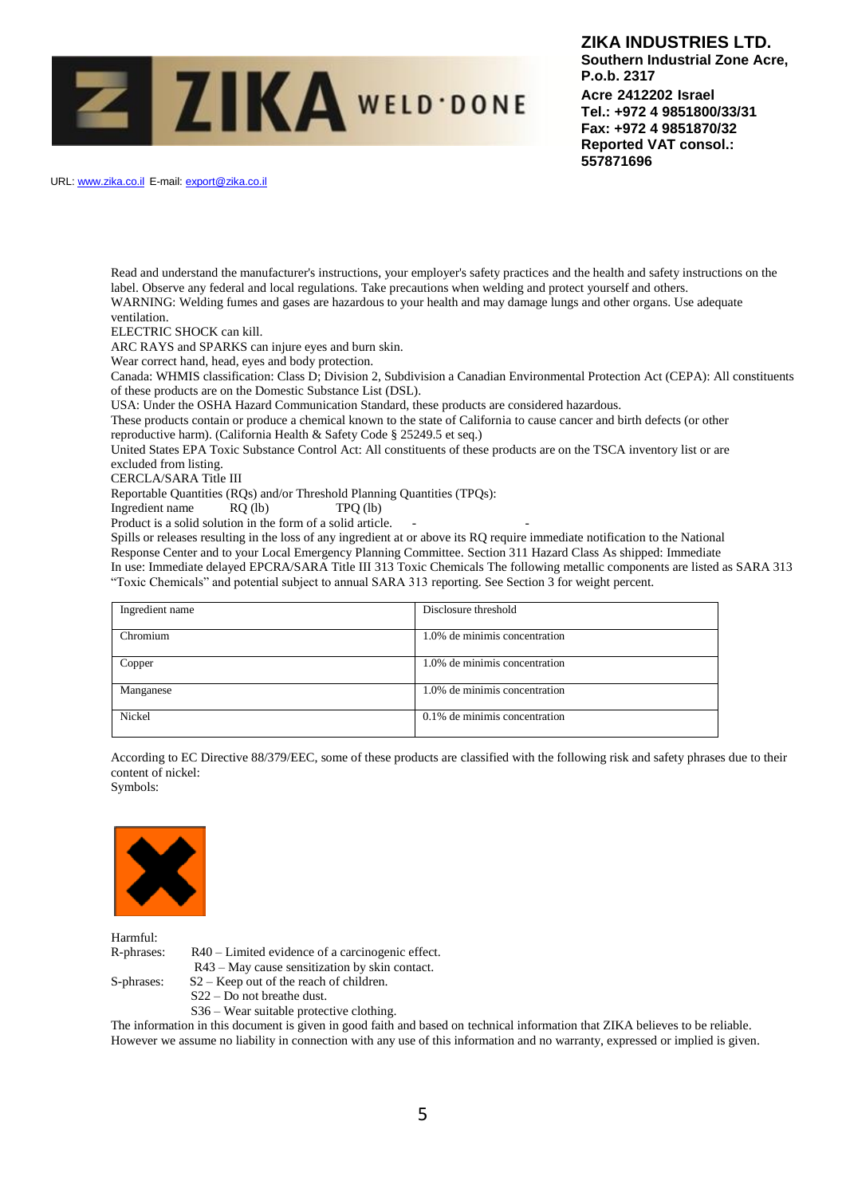**ZIKA INDUSTRIES LTD.**
**Southern Industrial Zone Acre, P.o.b. 2317**
**Acre 2412202 Israel**
**Tel.: +972 4 9851800/33/31**
**Fax: +972 4 9851870/32**
**Reported VAT consol.: 557871696**

URL: www.zika.co.il E-mail: export@zika.co.il

Read and understand the manufacturer's instructions, your employer's safety practices and the health and safety instructions on the label. Observe any federal and local regulations. Take precautions when welding and protect yourself and others.
WARNING: Welding fumes and gases are hazardous to your health and may damage lungs and other organs. Use adequate ventilation.
ELECTRIC SHOCK can kill.
ARC RAYS and SPARKS can injure eyes and burn skin.
Wear correct hand, head, eyes and body protection.
Canada: WHMIS classification: Class D; Division 2, Subdivision a Canadian Environmental Protection Act (CEPA): All constituents of these products are on the Domestic Substance List (DSL).
USA: Under the OSHA Hazard Communication Standard, these products are considered hazardous.
These products contain or produce a chemical known to the state of California to cause cancer and birth defects (or other reproductive harm). (California Health & Safety Code § 25249.5 et seq.)
United States EPA Toxic Substance Control Act: All constituents of these products are on the TSCA inventory list or are excluded from listing.
CERCLA/SARA Title III
Reportable Quantities (RQs) and/or Threshold Planning Quantities (TPQs):

| Ingredient name | RQ (lb) | TPQ (lb) |
|---|---|---|
| Product is a solid solution in the form of a solid article. | - | - |

Spills or releases resulting in the loss of any ingredient at or above its RQ require immediate notification to the National Response Center and to your Local Emergency Planning Committee. Section 311 Hazard Class As shipped: Immediate
In use: Immediate delayed EPCRA/SARA Title III 313 Toxic Chemicals The following metallic components are listed as SARA 313 "Toxic Chemicals" and potential subject to annual SARA 313 reporting. See Section 3 for weight percent.

| Ingredient name | Disclosure threshold |
|---|---|
| Chromium | 1.0% de minimis concentration |
| Copper | 1.0% de minimis concentration |
| Manganese | 1.0% de minimis concentration |
| Nickel | 0.1% de minimis concentration |

According to EC Directive 88/379/EEC, some of these products are classified with the following risk and safety phrases due to their content of nickel:
Symbols:

Harmful:

R-phrases:
- R40 – Limited evidence of a carcinogenic effect.
- R43 – May cause sensitization by skin contact.

S-phrases:
- S2 – Keep out of the reach of children.
- S22 – Do not breathe dust.
- S36 – Wear suitable protective clothing.

The information in this document is given in good faith and based on technical information that ZIKA believes to be reliable. However we assume no liability in connection with any use of this information and no warranty, expressed or implied is given.